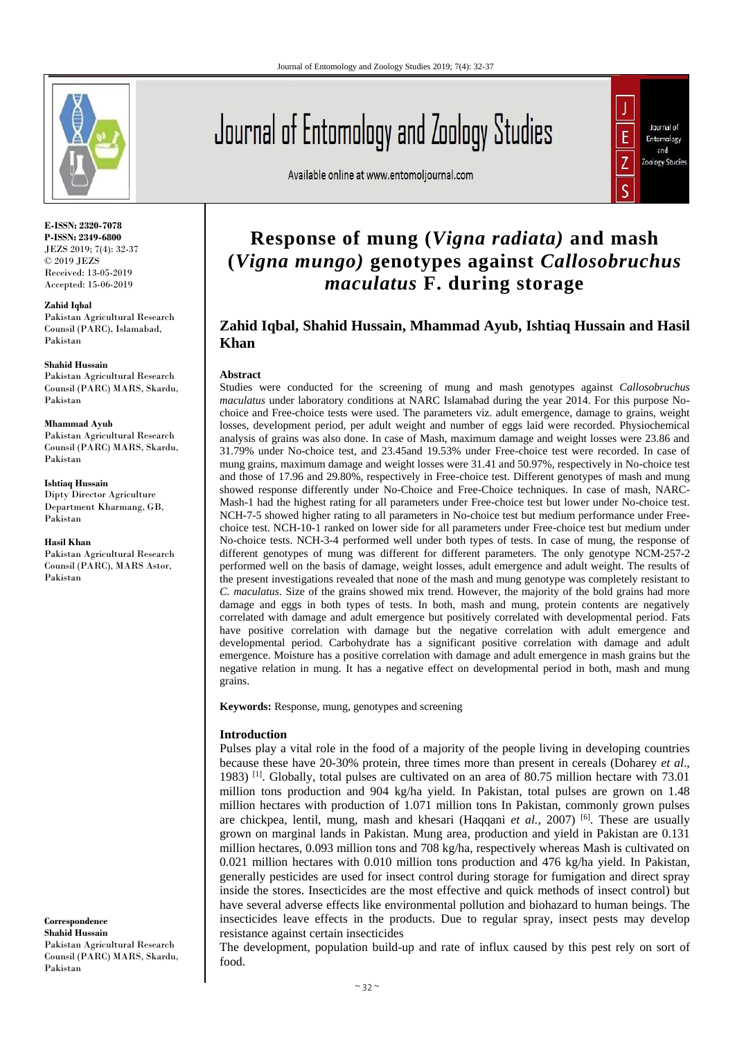# Response of mung (*Vigna radiata)* and mash (*Vigna mungo)* genotypes against *Callosobruchus maculatus* F. during storage

**Zahid Iqbal, Shahid Hussain, Mhammad Ayub, Ishtiaq Hussain and Hasil Khan**

**E-ISSN: 2320-7078**
**P-ISSN: 2349-6800**
JEZS 2019; 7(4): 32-37
© 2019 JEZS
Received: 13-05-2019
Accepted: 15-06-2019

**Zahid Iqbal**
Pakistan Agricultural Research Counsil (PARC), Islamabad, Pakistan

**Shahid Hussain**
Pakistan Agricultural Research Counsil (PARC) MARS, Skardu, Pakistan

**Mhammad Ayub**
Pakistan Agricultural Research Counsil (PARC) MARS, Skardu, Pakistan

**Ishtiaq Hussain**
Dipty Director Agriculture Department Kharmang, GB, Pakistan

**Hasil Khan**
Pakistan Agricultural Research Counsil (PARC), MARS Astor, Pakistan

**Correspondence**
**Shahid Hussain**
Pakistan Agricultural Research Counsil (PARC) MARS, Skardu, Pakistan

## Abstract

Studies were conducted for the screening of mung and mash genotypes against *Callosobruchus maculatus* under laboratory conditions at NARC Islamabad during the year 2014. For this purpose No-choice and Free-choice tests were used. The parameters viz. adult emergence, damage to grains, weight losses, development period, per adult weight and number of eggs laid were recorded. Physiochemical analysis of grains was also done. In case of Mash, maximum damage and weight losses were 23.86 and 31.79% under No-choice test, and 23.45and 19.53% under Free-choice test were recorded. In case of mung grains, maximum damage and weight losses were 31.41 and 50.97%, respectively in No-choice test and those of 17.96 and 29.80%, respectively in Free-choice test. Different genotypes of mash and mung showed response differently under No-Choice and Free-Choice techniques. In case of mash, NARC-Mash-1 had the highest rating for all parameters under Free-choice test but lower under No-choice test. NCH-7-5 showed higher rating to all parameters in No-choice test but medium performance under Free-choice test. NCH-10-1 ranked on lower side for all parameters under Free-choice test but medium under No-choice tests. NCH-3-4 performed well under both types of tests. In case of mung, the response of different genotypes of mung was different for different parameters. The only genotype NCM-257-2 performed well on the basis of damage, weight losses, adult emergence and adult weight. The results of the present investigations revealed that none of the mash and mung genotype was completely resistant to *C. maculatus*. Size of the grains showed mix trend. However, the majority of the bold grains had more damage and eggs in both types of tests. In both, mash and mung, protein contents are negatively correlated with damage and adult emergence but positively correlated with developmental period. Fats have positive correlation with damage but the negative correlation with adult emergence and developmental period. Carbohydrate has a significant positive correlation with damage and adult emergence. Moisture has a positive correlation with damage and adult emergence in mash grains but the negative relation in mung. It has a negative effect on developmental period in both, mash and mung grains.

**Keywords:** Response, mung, genotypes and screening

## Introduction

Pulses play a vital role in the food of a majority of the people living in developing countries because these have 20-30% protein, three times more than present in cereals (Doharey *et al*., 1983) [1]. Globally, total pulses are cultivated on an area of 80.75 million hectare with 73.01 million tons production and 904 kg/ha yield. In Pakistan, total pulses are grown on 1.48 million hectares with production of 1.071 million tons In Pakistan, commonly grown pulses are chickpea, lentil, mung, mash and khesari (Haqqani *et al.,* 2007) [6]. These are usually grown on marginal lands in Pakistan. Mung area, production and yield in Pakistan are 0.131 million hectares, 0.093 million tons and 708 kg/ha, respectively whereas Mash is cultivated on 0.021 million hectares with 0.010 million tons production and 476 kg/ha yield. In Pakistan, generally pesticides are used for insect control during storage for fumigation and direct spray inside the stores. Insecticides are the most effective and quick methods of insect control) but have several adverse effects like environmental pollution and biohazard to human beings. The insecticides leave effects in the products. Due to regular spray, insect pests may develop resistance against certain insecticides

The development, population build-up and rate of influx caused by this pest rely on sort of food.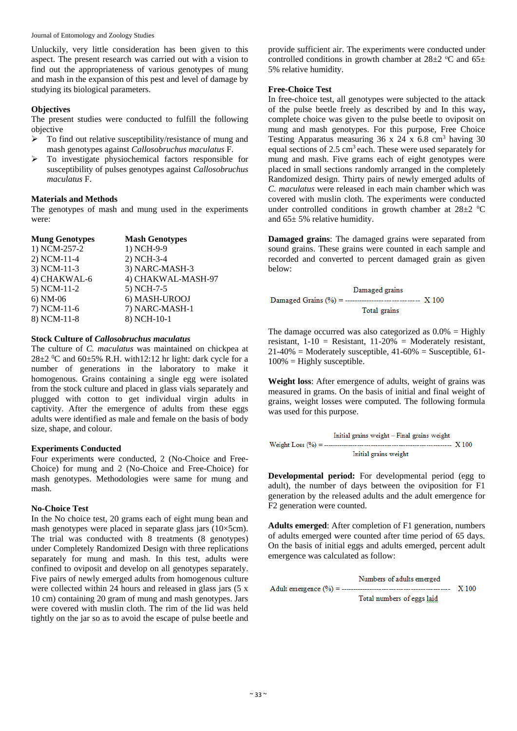Unluckily, very little consideration has been given to this aspect. The present research was carried out with a vision to find out the appropriateness of various genotypes of mung and mash in the expansion of this pest and level of damage by studying its biological parameters.

## Objectives

The present studies were conducted to fulfill the following objective

- To find out relative susceptibility/resistance of mung and mash genotypes against *Callosobruchus maculatus* F.
- To investigate physiochemical factors responsible for susceptibility of pulses genotypes against *Callosobruchus maculatus* F.

## Materials and Methods

The genotypes of mash and mung used in the experiments were:

| Mung Genotypes | Mash Genotypes |
|---|---|
| 1) NCH-257-2 | 1) NCH-9-9 |
| 2) NCM-11-4 | 2) NCH-3-4 |
| 3) NCM-11-3 | 3) NARC-MASH-3 |
| 4) CHAKWAL-6 | 4) CHAKWAL-MASH-97 |
| 5) NCM-11-2 | 5) NCH-7-5 |
| 6) NM-06 | 6) MASH-UROOJ |
| 7) NCM-11-6 | 7) NARC-MASH-1 |
| 8) NCM-11-8 | 8) NCH-10-1 |

### Stock Culture of *Callosobruchus maculatus*

The culture of *C. maculatus* was maintained on chickpea at 28±2 $^{0}$C and 60±5% R.H. with12:12 hr light: dark cycle for a number of generations in the laboratory to make it homogenous. Grains containing a single egg were isolated from the stock culture and placed in glass vials separately and plugged with cotton to get individual virgin adults in captivity. After the emergence of adults from these eggs adults were identified as male and female on the basis of body size, shape, and colour.

### Experiments Conducted

Four experiments were conducted, 2 (No-Choice and Free-Choice) for mung and 2 (No-Choice and Free-Choice) for mash genotypes. Methodologies were same for mung and mash.

### No-Choice Test

In the No choice test, 20 grams each of eight mung bean and mash genotypes were placed in separate glass jars (10×5cm). The trial was conducted with 8 treatments (8 genotypes) under Completely Randomized Design with three replications separately for mung and mash. In this test, adults were confined to oviposit and develop on all genotypes separately. Five pairs of newly emerged adults from homogenous culture were collected within 24 hours and released in glass jars (5 x 10 cm) containing 20 gram of mung and mash genotypes. Jars were covered with muslin cloth. The rim of the lid was held tightly on the jar so as to avoid the escape of pulse beetle and provide sufficient air. The experiments were conducted under controlled conditions in growth chamber at 28±2 ºC and 65± 5% relative humidity.

### Free-Choice Test

In free-choice test, all genotypes were subjected to the attack of the pulse beetle freely as described by and In this way, complete choice was given to the pulse beetle to oviposit on mung and mash genotypes. For this purpose, Free Choice Testing Apparatus measuring 36 x 24 x 6.8 cm$^{3}$ having 30 equal sections of 2.5 cm$^{3}$ each. These were used separately for mung and mash. Five grams each of eight genotypes were placed in small sections randomly arranged in the completely Randomized design. Thirty pairs of newly emerged adults of *C. maculatus* were released in each main chamber which was covered with muslin cloth. The experiments were conducted under controlled conditions in growth chamber at 28±2 ºC and 65± 5% relative humidity.

**Damaged grains**: The damaged grains were separated from sound grains. These grains were counted in each sample and recorded and converted to percent damaged grain as given below:

$$\text{Damaged Grains (\%)} = \frac{\text{Damaged grains}}{\text{Total grains}} \times 100$$

The damage occurred was also categorized as 0.0% = Highly resistant, 1-10 = Resistant, 11-20% = Moderately resistant, 21-40% = Moderately susceptible, 41-60% = Susceptible, 61-100% = Highly susceptible.

**Weight loss**: After emergence of adults, weight of grains was measured in grams. On the basis of initial and final weight of grains, weight losses were computed. The following formula was used for this purpose.

$$\text{Weight Loss (\%)} = \frac{\text{Initial grains weight} - \text{Final grains weight}}{\text{Initial grains weight}} \times 100$$

**Developmental period:** For developmental period (egg to adult), the number of days between the oviposition for F1 generation by the released adults and the adult emergence for F2 generation were counted.

**Adults emerged**: After completion of F1 generation, numbers of adults emerged were counted after time period of 65 days. On the basis of initial eggs and adults emerged, percent adult emergence was calculated as follow:

$$\text{Adult emergence (\%)} = \frac{\text{Numbers of adults emerged}}{\text{Total numbers of eggs laid}} \times 100$$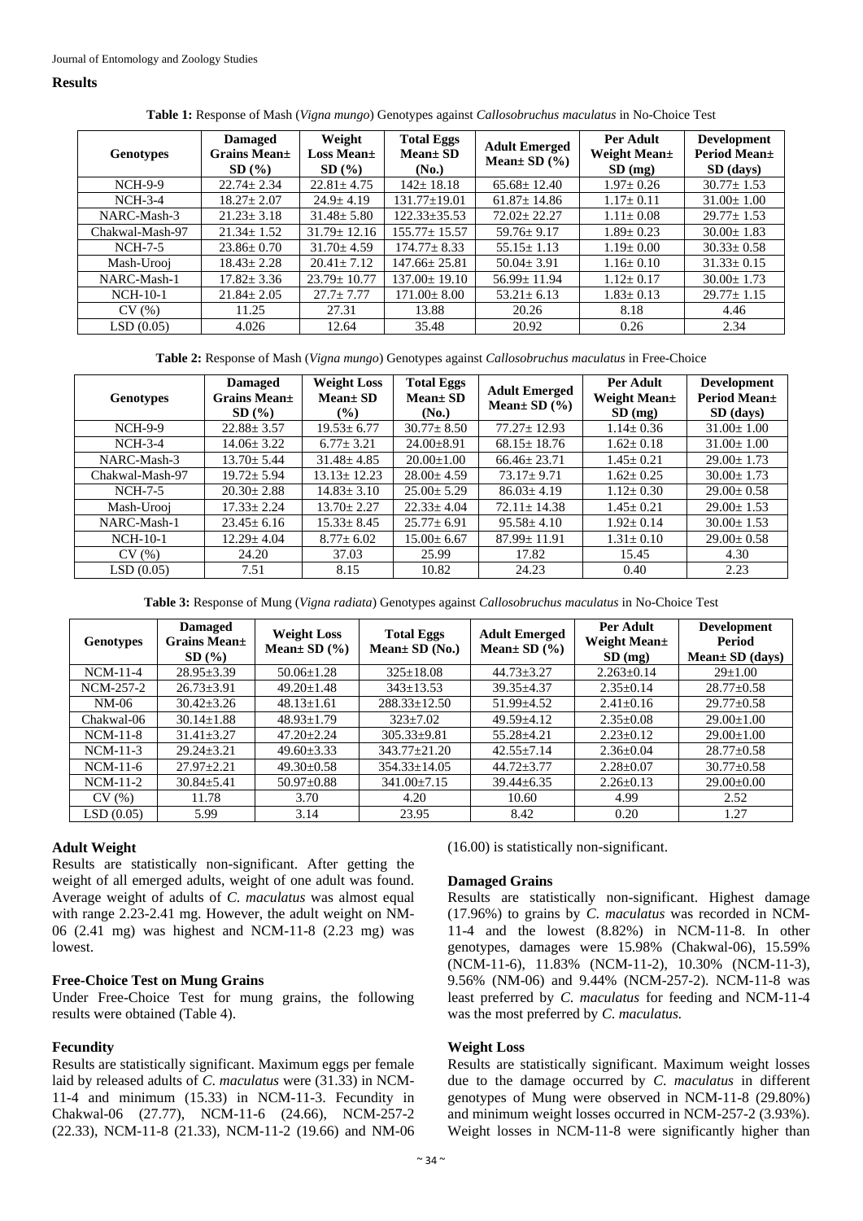## Results

**Table 1:** Response of Mash (*Vigna mungo*) Genotypes against *Callosobruchus maculatus* in No-Choice Test

| Genotypes | Damaged Grains Mean± SD (%) | Weight Loss Mean± SD (%) | Total Eggs Mean± SD (No.) | Adult Emerged Mean± SD (%) | Per Adult Weight Mean± SD (mg) | Development Period Mean± SD (days) |
|---|---|---|---|---|---|---|
| NCH-9-9 | 22.74± 2.34 | 22.81± 4.75 | 142± 18.18 | 65.68± 12.40 | 1.97± 0.26 | 30.77± 1.53 |
| NCH-3-4 | 18.27± 2.07 | 24.9± 4.19 | 131.77±19.01 | 61.87± 14.86 | 1.17± 0.11 | 31.00± 1.00 |
| NARC-Mash-3 | 21.23± 3.18 | 31.48± 5.80 | 122.33±35.53 | 72.02± 22.27 | 1.11± 0.08 | 29.77± 1.53 |
| Chakwal-Mash-97 | 21.34± 1.52 | 31.79± 12.16 | 155.77± 15.57 | 59.76± 9.17 | 1.89± 0.23 | 30.00± 1.83 |
| NCH-7-5 | 23.86± 0.70 | 31.70± 4.59 | 174.77± 8.33 | 55.15± 1.13 | 1.19± 0.00 | 30.33± 0.58 |
| Mash-Urooj | 18.43± 2.28 | 20.41± 7.12 | 147.66± 25.81 | 50.04± 3.91 | 1.16± 0.10 | 31.33± 0.15 |
| NARC-Mash-1 | 17.82± 3.36 | 23.79± 10.77 | 137.00± 19.10 | 56.99± 11.94 | 1.12± 0.17 | 30.00± 1.73 |
| NCH-10-1 | 21.84± 2.05 | 27.7± 7.77 | 171.00± 8.00 | 53.21± 6.13 | 1.83± 0.13 | 29.77± 1.15 |
| CV (%) | 11.25 | 27.31 | 13.88 | 20.26 | 8.18 | 4.46 |
| LSD (0.05) | 4.026 | 12.64 | 35.48 | 20.92 | 0.26 | 2.34 |

**Table 2:** Response of Mash (*Vigna mungo*) Genotypes against *Callosobruchus maculatus* in Free-Choice

| Genotypes | Damaged Grains Mean± SD (%) | Weight Loss Mean± SD (%) | Total Eggs Mean± SD (No.) | Adult Emerged Mean± SD (%) | Per Adult Weight Mean± SD (mg) | Development Period Mean± SD (days) |
|---|---|---|---|---|---|---|
| NCH-9-9 | 22.88± 3.57 | 19.53± 6.77 | 30.77± 8.50 | 77.27± 12.93 | 1.14± 0.36 | 31.00± 1.00 |
| NCH-3-4 | 14.06± 3.22 | 6.77± 3.21 | 24.00±8.91 | 68.15± 18.76 | 1.62± 0.18 | 31.00± 1.00 |
| NARC-Mash-3 | 13.70± 5.44 | 31.48± 4.85 | 20.00±1.00 | 66.46± 23.71 | 1.45± 0.21 | 29.00± 1.73 |
| Chakwal-Mash-97 | 19.72± 5.94 | 13.13± 12.23 | 28.00± 4.59 | 73.17± 9.71 | 1.62± 0.25 | 30.00± 1.73 |
| NCH-7-5 | 20.30± 2.88 | 14.83± 3.10 | 25.00± 5.29 | 86.03± 4.19 | 1.12± 0.30 | 29.00± 0.58 |
| Mash-Urooj | 17.33± 2.24 | 13.70± 2.27 | 22.33± 4.04 | 72.11± 14.38 | 1.45± 0.21 | 29.00± 1.53 |
| NARC-Mash-1 | 23.45± 6.16 | 15.33± 8.45 | 25.77± 6.91 | 95.58± 4.10 | 1.92± 0.14 | 30.00± 1.53 |
| NCH-10-1 | 12.29± 4.04 | 8.77± 6.02 | 15.00± 6.67 | 87.99± 11.91 | 1.31± 0.10 | 29.00± 0.58 |
| CV (%) | 24.20 | 37.03 | 25.99 | 17.82 | 15.45 | 4.30 |
| LSD (0.05) | 7.51 | 8.15 | 10.82 | 24.23 | 0.40 | 2.23 |

**Table 3:** Response of Mung (*Vigna radiata*) Genotypes against *Callosobruchus maculatus* in No-Choice Test

| Genotypes | Damaged Grains Mean± SD (%) | Weight Loss Mean± SD (%) | Total Eggs Mean± SD (No.) | Adult Emerged Mean± SD (%) | Per Adult Weight Mean± SD (mg) | Development Period Mean± SD (days) |
|---|---|---|---|---|---|---|
| NCM-11-4 | 28.95±3.39 | 50.06±1.28 | 325±18.08 | 44.73±3.27 | 2.263±0.14 | 29±1.00 |
| NCM-257-2 | 26.73±3.91 | 49.20±1.48 | 343±13.53 | 39.35±4.37 | 2.35±0.14 | 28.77±0.58 |
| NM-06 | 30.42±3.26 | 48.13±1.61 | 288.33±12.50 | 51.99±4.52 | 2.41±0.16 | 29.77±0.58 |
| Chakwal-06 | 30.14±1.88 | 48.93±1.79 | 323±7.02 | 49.59±4.12 | 2.35±0.08 | 29.00±1.00 |
| NCM-11-8 | 31.41±3.27 | 47.20±2.24 | 305.33±9.81 | 55.28±4.21 | 2.23±0.12 | 29.00±1.00 |
| NCM-11-3 | 29.24±3.21 | 49.60±3.33 | 343.77±21.20 | 42.55±7.14 | 2.36±0.04 | 28.77±0.58 |
| NCM-11-6 | 27.97±2.21 | 49.30±0.58 | 354.33±14.05 | 44.72±3.77 | 2.28±0.07 | 30.77±0.58 |
| NCM-11-2 | 30.84±5.41 | 50.97±0.88 | 341.00±7.15 | 39.44±6.35 | 2.26±0.13 | 29.00±0.00 |
| CV (%) | 11.78 | 3.70 | 4.20 | 10.60 | 4.99 | 2.52 |
| LSD (0.05) | 5.99 | 3.14 | 23.95 | 8.42 | 0.20 | 1.27 |

### Adult Weight

Results are statistically non-significant. After getting the weight of all emerged adults, weight of one adult was found. Average weight of adults of *C. maculatus* was almost equal with range 2.23-2.41 mg. However, the adult weight on NM-06 (2.41 mg) was highest and NCM-11-8 (2.23 mg) was lowest.

### Free-Choice Test on Mung Grains

Under Free-Choice Test for mung grains, the following results were obtained (Table 4).

### Fecundity

Results are statistically significant. Maximum eggs per female laid by released adults of *C. maculatus* were (31.33) in NCM-11-4 and minimum (15.33) in NCM-11-3. Fecundity in Chakwal-06 (27.77), NCM-11-6 (24.66), NCM-257-2 (22.33), NCM-11-8 (21.33), NCM-11-2 (19.66) and NM-06 (16.00) is statistically non-significant.

### Damaged Grains

Results are statistically non-significant. Highest damage (17.96%) to grains by *C. maculatus* was recorded in NCM-11-4 and the lowest (8.82%) in NCM-11-8. In other genotypes, damages were 15.98% (Chakwal-06), 15.59% (NCM-11-6), 11.83% (NCM-11-2), 10.30% (NCM-11-3), 9.56% (NM-06) and 9.44% (NCM-257-2). NCM-11-8 was least preferred by *C. maculatus* for feeding and NCM-11-4 was the most preferred by *C. maculatus*.

### Weight Loss

Results are statistically significant. Maximum weight losses due to the damage occurred by *C. maculatus* in different genotypes of Mung were observed in NCM-11-8 (29.80%) and minimum weight losses occurred in NCM-257-2 (3.93%). Weight losses in NCM-11-8 were significantly higher than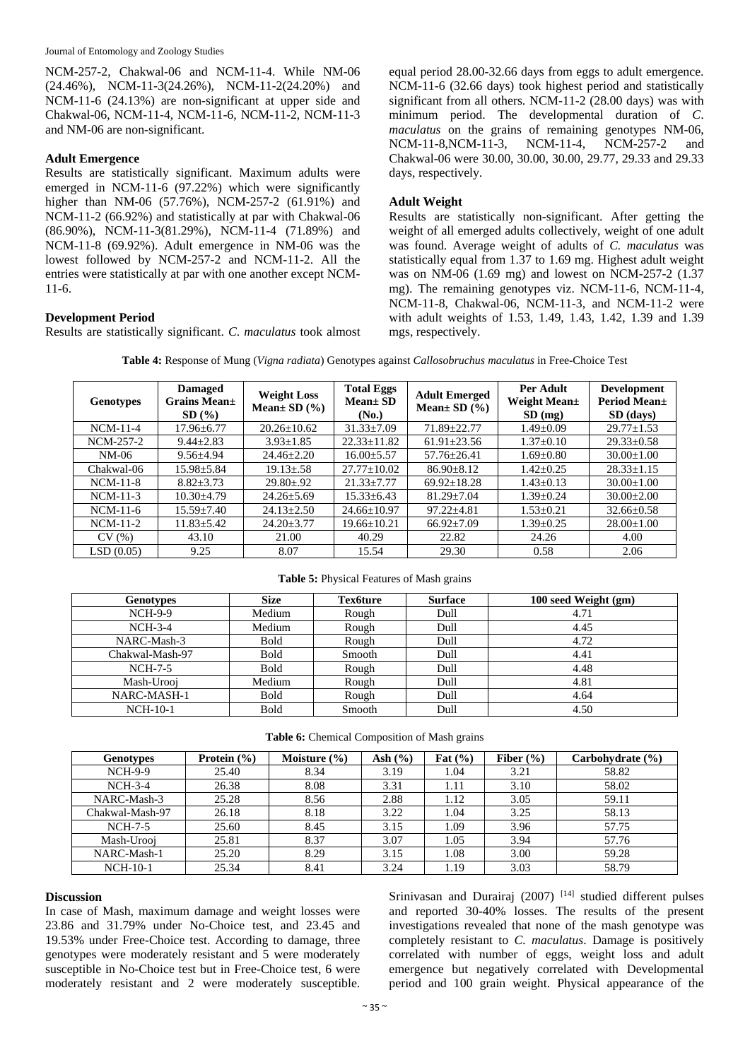NCM-257-2, Chakwal-06 and NCM-11-4. While NM-06 (24.46%), NCM-11-3(24.26%), NCM-11-2(24.20%) and NCM-11-6 (24.13%) are non-significant at upper side and Chakwal-06, NCM-11-4, NCM-11-6, NCM-11-2, NCM-11-3 and NM-06 are non-significant.

**Adult Emergence**

Results are statistically significant. Maximum adults were emerged in NCM-11-6 (97.22%) which were significantly higher than NM-06 (57.76%), NCM-257-2 (61.91%) and NCM-11-2 (66.92%) and statistically at par with Chakwal-06 (86.90%), NCM-11-3(81.29%), NCM-11-4 (71.89%) and NCM-11-8 (69.92%). Adult emergence in NM-06 was the lowest followed by NCM-257-2 and NCM-11-2. All the entries were statistically at par with one another except NCM-11-6.

**Development Period**

Results are statistically significant. *C. maculatus* took almost equal period 28.00-32.66 days from eggs to adult emergence. NCM-11-6 (32.66 days) took highest period and statistically significant from all others. NCM-11-2 (28.00 days) was with minimum period. The developmental duration of *C. maculatus* on the grains of remaining genotypes NM-06, NCM-11-8,NCM-11-3, NCM-11-4, NCM-257-2 and Chakwal-06 were 30.00, 30.00, 30.00, 29.77, 29.33 and 29.33 days, respectively.

**Adult Weight**

Results are statistically non-significant. After getting the weight of all emerged adults collectively, weight of one adult was found. Average weight of adults of *C. maculatus* was statistically equal from 1.37 to 1.69 mg. Highest adult weight was on NM-06 (1.69 mg) and lowest on NCM-257-2 (1.37 mg). The remaining genotypes viz. NCM-11-6, NCM-11-4, NCM-11-8, Chakwal-06, NCM-11-3, and NCM-11-2 were with adult weights of 1.53, 1.49, 1.43, 1.42, 1.39 and 1.39 mgs, respectively.

**Table 4:** Response of Mung (*Vigna radiata*) Genotypes against *Callosobruchus maculatus* in Free-Choice Test

| Genotypes | Damaged Grains Mean± SD (%) | Weight Loss Mean± SD (%) | Total Eggs Mean± SD (No.) | Adult Emerged Mean± SD (%) | Per Adult Weight Mean± SD (mg) | Development Period Mean± SD (days) |
|---|---|---|---|---|---|---|
| NCM-11-4 | 17.96±6.77 | 20.26±10.62 | 31.33±7.09 | 71.89±22.77 | 1.49±0.09 | 29.77±1.53 |
| NCM-257-2 | 9.44±2.83 | 3.93±1.85 | 22.33±11.82 | 61.91±23.56 | 1.37±0.10 | 29.33±0.58 |
| NM-06 | 9.56±4.94 | 24.46±2.20 | 16.00±5.57 | 57.76±26.41 | 1.69±0.80 | 30.00±1.00 |
| Chakwal-06 | 15.98±5.84 | 19.13±.58 | 27.77±10.02 | 86.90±8.12 | 1.42±0.25 | 28.33±1.15 |
| NCM-11-8 | 8.82±3.73 | 29.80±.92 | 21.33±7.77 | 69.92±18.28 | 1.43±0.13 | 30.00±1.00 |
| NCM-11-3 | 10.30±4.79 | 24.26±5.69 | 15.33±6.43 | 81.29±7.04 | 1.39±0.24 | 30.00±2.00 |
| NCM-11-6 | 15.59±7.40 | 24.13±2.50 | 24.66±10.97 | 97.22±4.81 | 1.53±0.21 | 32.66±0.58 |
| NCM-11-2 | 11.83±5.42 | 24.20±3.77 | 19.66±10.21 | 66.92±7.09 | 1.39±0.25 | 28.00±1.00 |
| CV (%) | 43.10 | 21.00 | 40.29 | 22.82 | 24.26 | 4.00 |
| LSD (0.05) | 9.25 | 8.07 | 15.54 | 29.30 | 0.58 | 2.06 |

**Table 5:** Physical Features of Mash grains

| Genotypes | Size | Tex6ture | Surface | 100 seed Weight (gm) |
|---|---|---|---|---|
| NCH-9-9 | Medium | Rough | Dull | 4.71 |
| NCH-3-4 | Medium | Rough | Dull | 4.45 |
| NARC-Mash-3 | Bold | Rough | Dull | 4.72 |
| Chakwal-Mash-97 | Bold | Smooth | Dull | 4.41 |
| NCH-7-5 | Bold | Rough | Dull | 4.48 |
| Mash-Urooj | Medium | Rough | Dull | 4.81 |
| NARC-MASH-1 | Bold | Rough | Dull | 4.64 |
| NCH-10-1 | Bold | Smooth | Dull | 4.50 |

**Table 6:** Chemical Composition of Mash grains

| Genotypes | Protein (%) | Moisture (%) | Ash (%) | Fat (%) | Fiber (%) | Carbohydrate (%) |
|---|---|---|---|---|---|---|
| NCH-9-9 | 25.40 | 8.34 | 3.19 | 1.04 | 3.21 | 58.82 |
| NCH-3-4 | 26.38 | 8.08 | 3.31 | 1.11 | 3.10 | 58.02 |
| NARC-Mash-3 | 25.28 | 8.56 | 2.88 | 1.12 | 3.05 | 59.11 |
| Chakwal-Mash-97 | 26.18 | 8.18 | 3.22 | 1.04 | 3.25 | 58.13 |
| NCH-7-5 | 25.60 | 8.45 | 3.15 | 1.09 | 3.96 | 57.75 |
| Mash-Urooj | 25.81 | 8.37 | 3.07 | 1.05 | 3.94 | 57.76 |
| NARC-Mash-1 | 25.20 | 8.29 | 3.15 | 1.08 | 3.00 | 59.28 |
| NCH-10-1 | 25.34 | 8.41 | 3.24 | 1.19 | 3.03 | 58.79 |

**Discussion**

In case of Mash, maximum damage and weight losses were 23.86 and 31.79% under No-Choice test, and 23.45 and 19.53% under Free-Choice test. According to damage, three genotypes were moderately resistant and 5 were moderately susceptible in No-Choice test but in Free-Choice test, 6 were moderately resistant and 2 were moderately susceptible. Srinivasan and Durairaj (2007) [14] studied different pulses and reported 30-40% losses. The results of the present investigations revealed that none of the mash genotype was completely resistant to *C. maculatus*. Damage is positively correlated with number of eggs, weight loss and adult emergence but negatively correlated with Developmental period and 100 grain weight. Physical appearance of the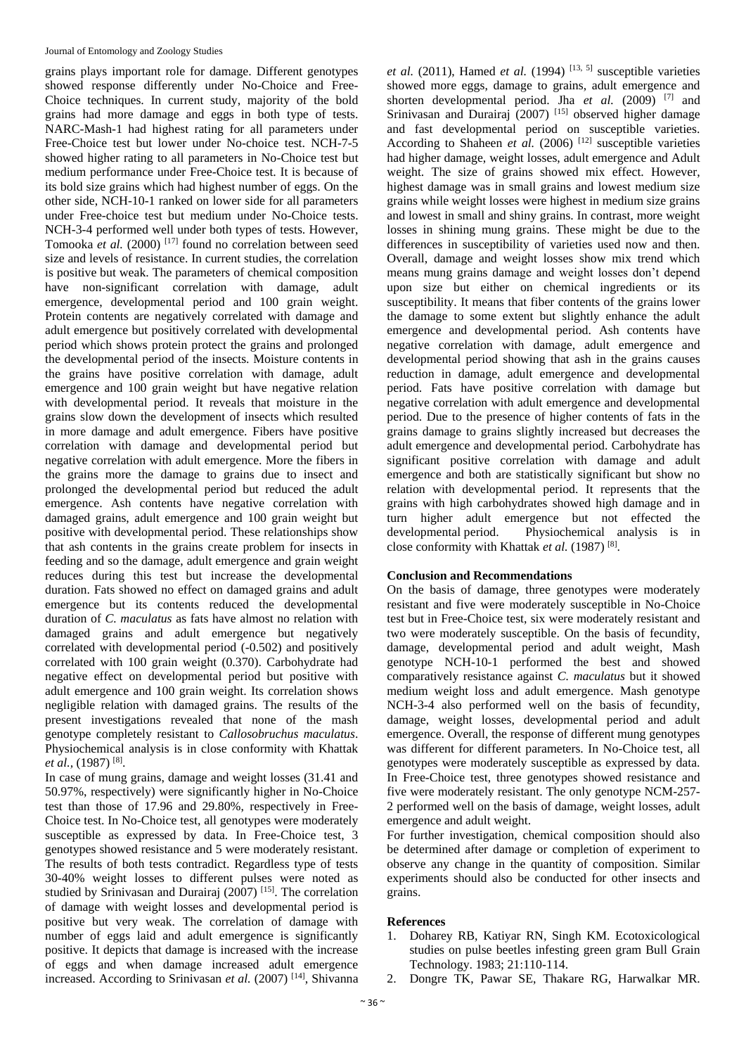grains plays important role for damage. Different genotypes showed response differently under No-Choice and Free-Choice techniques. In current study, majority of the bold grains had more damage and eggs in both type of tests. NARC-Mash-1 had highest rating for all parameters under Free-Choice test but lower under No-choice test. NCH-7-5 showed higher rating to all parameters in No-Choice test but medium performance under Free-Choice test. It is because of its bold size grains which had highest number of eggs. On the other side, NCH-10-1 ranked on lower side for all parameters under Free-choice test but medium under No-Choice tests. NCH-3-4 performed well under both types of tests. However, Tomooka *et al.* (2000) [17] found no correlation between seed size and levels of resistance. In current studies, the correlation is positive but weak. The parameters of chemical composition have non-significant correlation with damage, adult emergence, developmental period and 100 grain weight. Protein contents are negatively correlated with damage and adult emergence but positively correlated with developmental period which shows protein protect the grains and prolonged the developmental period of the insects. Moisture contents in the grains have positive correlation with damage, adult emergence and 100 grain weight but have negative relation with developmental period. It reveals that moisture in the grains slow down the development of insects which resulted in more damage and adult emergence. Fibers have positive correlation with damage and developmental period but negative correlation with adult emergence. More the fibers in the grains more the damage to grains due to insect and prolonged the developmental period but reduced the adult emergence. Ash contents have negative correlation with damaged grains, adult emergence and 100 grain weight but positive with developmental period. These relationships show that ash contents in the grains create problem for insects in feeding and so the damage, adult emergence and grain weight reduces during this test but increase the developmental duration. Fats showed no effect on damaged grains and adult emergence but its contents reduced the developmental duration of *C. maculatus* as fats have almost no relation with damaged grains and adult emergence but negatively correlated with developmental period (-0.502) and positively correlated with 100 grain weight (0.370). Carbohydrate had negative effect on developmental period but positive with adult emergence and 100 grain weight. Its correlation shows negligible relation with damaged grains. The results of the present investigations revealed that none of the mash genotype completely resistant to *Callosobruchus maculatus*. Physiochemical analysis is in close conformity with Khattak *et al.*, (1987) [8].

In case of mung grains, damage and weight losses (31.41 and 50.97%, respectively) were significantly higher in No-Choice test than those of 17.96 and 29.80%, respectively in Free-Choice test. In No-Choice test, all genotypes were moderately susceptible as expressed by data. In Free-Choice test, 3 genotypes showed resistance and 5 were moderately resistant. The results of both tests contradict. Regardless type of tests 30-40% weight losses to different pulses were noted as studied by Srinivasan and Durairaj (2007) [15]. The correlation of damage with weight losses and developmental period is positive but very weak. The correlation of damage with number of eggs laid and adult emergence is significantly positive. It depicts that damage is increased with the increase of eggs and when damage increased adult emergence increased. According to Srinivasan *et al.* (2007) [14], Shivanna *et al.* (2011), Hamed *et al.* (1994) [13, 5] susceptible varieties showed more eggs, damage to grains, adult emergence and shorten developmental period. Jha *et al.* (2009) [7] and Srinivasan and Durairaj (2007) [15] observed higher damage and fast developmental period on susceptible varieties. According to Shaheen *et al.* (2006) [12] susceptible varieties had higher damage, weight losses, adult emergence and Adult weight. The size of grains showed mix effect. However, highest damage was in small grains and lowest medium size grains while weight losses were highest in medium size grains and lowest in small and shiny grains. In contrast, more weight losses in shining mung grains. These might be due to the differences in susceptibility of varieties used now and then. Overall, damage and weight losses show mix trend which means mung grains damage and weight losses don't depend upon size but either on chemical ingredients or its susceptibility. It means that fiber contents of the grains lower the damage to some extent but slightly enhance the adult emergence and developmental period. Ash contents have negative correlation with damage, adult emergence and developmental period showing that ash in the grains causes reduction in damage, adult emergence and developmental period. Fats have positive correlation with damage but negative correlation with adult emergence and developmental period. Due to the presence of higher contents of fats in the grains damage to grains slightly increased but decreases the adult emergence and developmental period. Carbohydrate has significant positive correlation with damage and adult emergence and both are statistically significant but show no relation with developmental period. It represents that the grains with high carbohydrates showed high damage and in turn higher adult emergence but not effected the developmental period. Physiochemical analysis is in close conformity with Khattak *et al.* (1987) [8].

## Conclusion and Recommendations

On the basis of damage, three genotypes were moderately resistant and five were moderately susceptible in No-Choice test but in Free-Choice test, six were moderately resistant and two were moderately susceptible. On the basis of fecundity, damage, developmental period and adult weight, Mash genotype NCH-10-1 performed the best and showed comparatively resistance against *C. maculatus* but it showed medium weight loss and adult emergence. Mash genotype NCH-3-4 also performed well on the basis of fecundity, damage, weight losses, developmental period and adult emergence. Overall, the response of different mung genotypes was different for different parameters. In No-Choice test, all genotypes were moderately susceptible as expressed by data. In Free-Choice test, three genotypes showed resistance and five were moderately resistant. The only genotype NCM-257-2 performed well on the basis of damage, weight losses, adult emergence and adult weight.

For further investigation, chemical composition should also be determined after damage or completion of experiment to observe any change in the quantity of composition. Similar experiments should also be conducted for other insects and grains.

## References

1. Doharey RB, Katiyar RN, Singh KM. Ecotoxicological studies on pulse beetles infesting green gram Bull Grain Technology. 1983; 21:110-114.
2. Dongre TK, Pawar SE, Thakare RG, Harwalkar MR.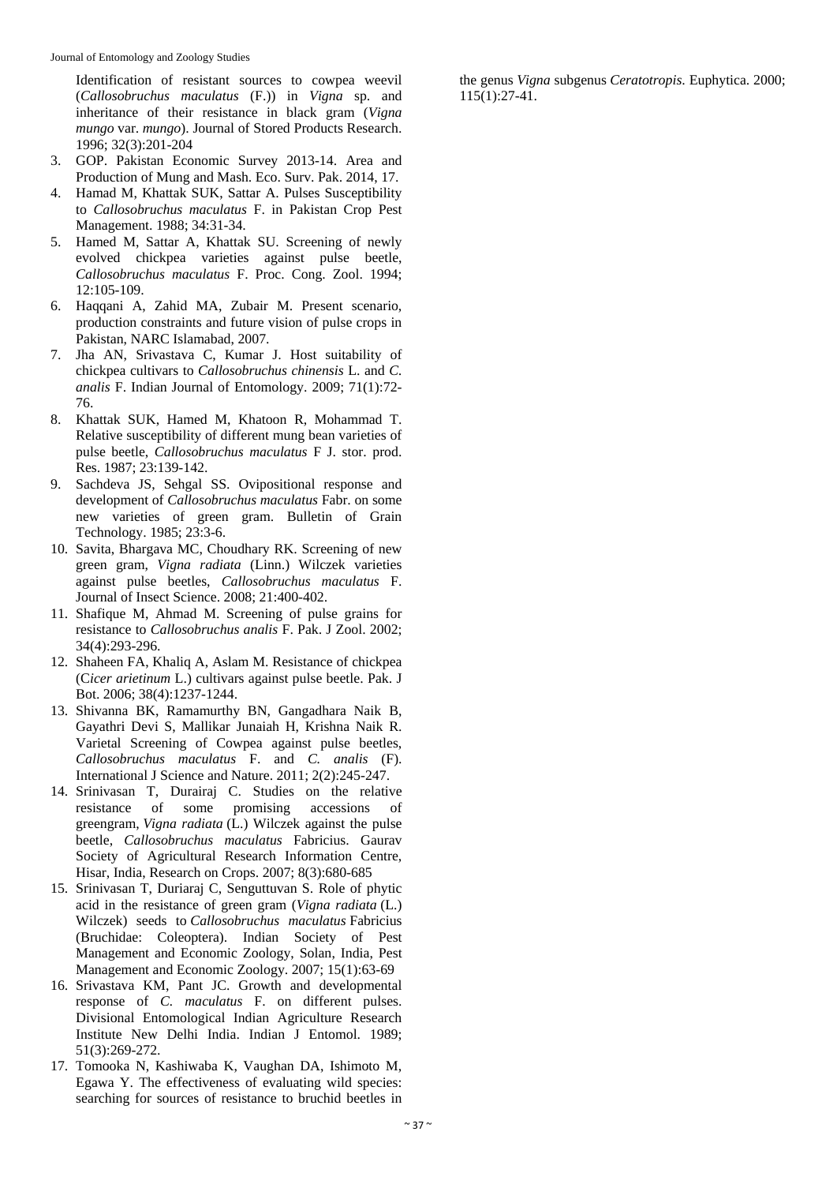Identification of resistant sources to cowpea weevil (*Callosobruchus maculatus* (F.)) in *Vigna* sp. and inheritance of their resistance in black gram (*Vigna mungo* var. *mungo*). Journal of Stored Products Research. 1996; 32(3):201-204

3. GOP. Pakistan Economic Survey 2013-14. Area and Production of Mung and Mash. Eco. Surv. Pak. 2014, 17.
4. Hamad M, Khattak SUK, Sattar A. Pulses Susceptibility to *Callosobruchus maculatus* F. in Pakistan Crop Pest Management. 1988; 34:31-34.
5. Hamed M, Sattar A, Khattak SU. Screening of newly evolved chickpea varieties against pulse beetle, *Callosobruchus maculatus* F. Proc. Cong. Zool. 1994; 12:105-109.
6. Haqqani A, Zahid MA, Zubair M. Present scenario, production constraints and future vision of pulse crops in Pakistan, NARC Islamabad, 2007.
7. Jha AN, Srivastava C, Kumar J. Host suitability of chickpea cultivars to *Callosobruchus chinensis* L. and *C. analis* F. Indian Journal of Entomology. 2009; 71(1):72-76.
8. Khattak SUK, Hamed M, Khatoon R, Mohammad T. Relative susceptibility of different mung bean varieties of pulse beetle, *Callosobruchus maculatus* F J. stor. prod. Res. 1987; 23:139-142.
9. Sachdeva JS, Sehgal SS. Ovipositional response and development of *Callosobruchus maculatus* Fabr. on some new varieties of green gram. Bulletin of Grain Technology. 1985; 23:3-6.
10. Savita, Bhargava MC, Choudhary RK. Screening of new green gram, *Vigna radiata* (Linn.) Wilczek varieties against pulse beetles, *Callosobruchus maculatus* F. Journal of Insect Science. 2008; 21:400-402.
11. Shafique M, Ahmad M. Screening of pulse grains for resistance to *Callosobruchus analis* F. Pak. J Zool. 2002; 34(4):293-296.
12. Shaheen FA, Khaliq A, Aslam M. Resistance of chickpea (C*icer arietinum* L.) cultivars against pulse beetle. Pak. J Bot. 2006; 38(4):1237-1244.
13. Shivanna BK, Ramamurthy BN, Gangadhara Naik B, Gayathri Devi S, Mallikar Junaiah H, Krishna Naik R. Varietal Screening of Cowpea against pulse beetles, *Callosobruchus maculatus* F. and *C. analis* (F). International J Science and Nature. 2011; 2(2):245-247.
14. Srinivasan T, Durairaj C. Studies on the relative resistance of some promising accessions of greengram, *Vigna radiata* (L.) Wilczek against the pulse beetle, *Callosobruchus maculatus* Fabricius. Gaurav Society of Agricultural Research Information Centre, Hisar, India, Research on Crops. 2007; 8(3):680-685
15. Srinivasan T, Duriaraj C, Senguttuvan S. Role of phytic acid in the resistance of green gram (*Vigna radiata* (L.) Wilczek) seeds to *Callosobruchus maculatus* Fabricius (Bruchidae: Coleoptera). Indian Society of Pest Management and Economic Zoology, Solan, India, Pest Management and Economic Zoology. 2007; 15(1):63-69
16. Srivastava KM, Pant JC. Growth and developmental response of *C. maculatus* F. on different pulses. Divisional Entomological Indian Agriculture Research Institute New Delhi India. Indian J Entomol. 1989; 51(3):269-272.
17. Tomooka N, Kashiwaba K, Vaughan DA, Ishimoto M, Egawa Y. The effectiveness of evaluating wild species: searching for sources of resistance to bruchid beetles in the genus *Vigna* subgenus *Ceratotropis*. Euphytica. 2000; 115(1):27-41.